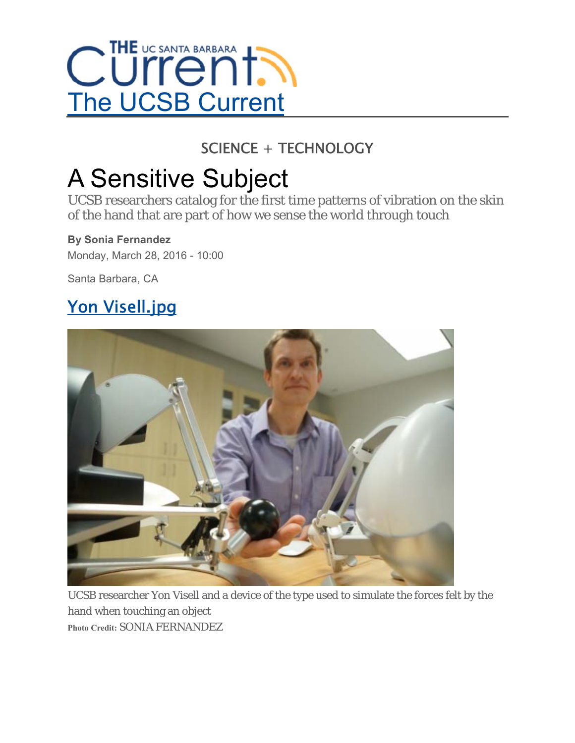The UCSB Current

SCIENCE + TECHNOLOGY

# A Sensitive Subject

UCSB researchers catalog for the first time patterns of vibration on the skin of the hand that are part of how we sense the world through touch

**By Sonia Fernandez**

Monday, March 28, 2016 - 10:00

Santa Barbara, CA

## Yon Visell.jpg

UCSB researcher Yon Visell and a device of the type used to simulate the forces felt by the hand when touching an object

**Photo Credit:** SONIA FERNANDEZ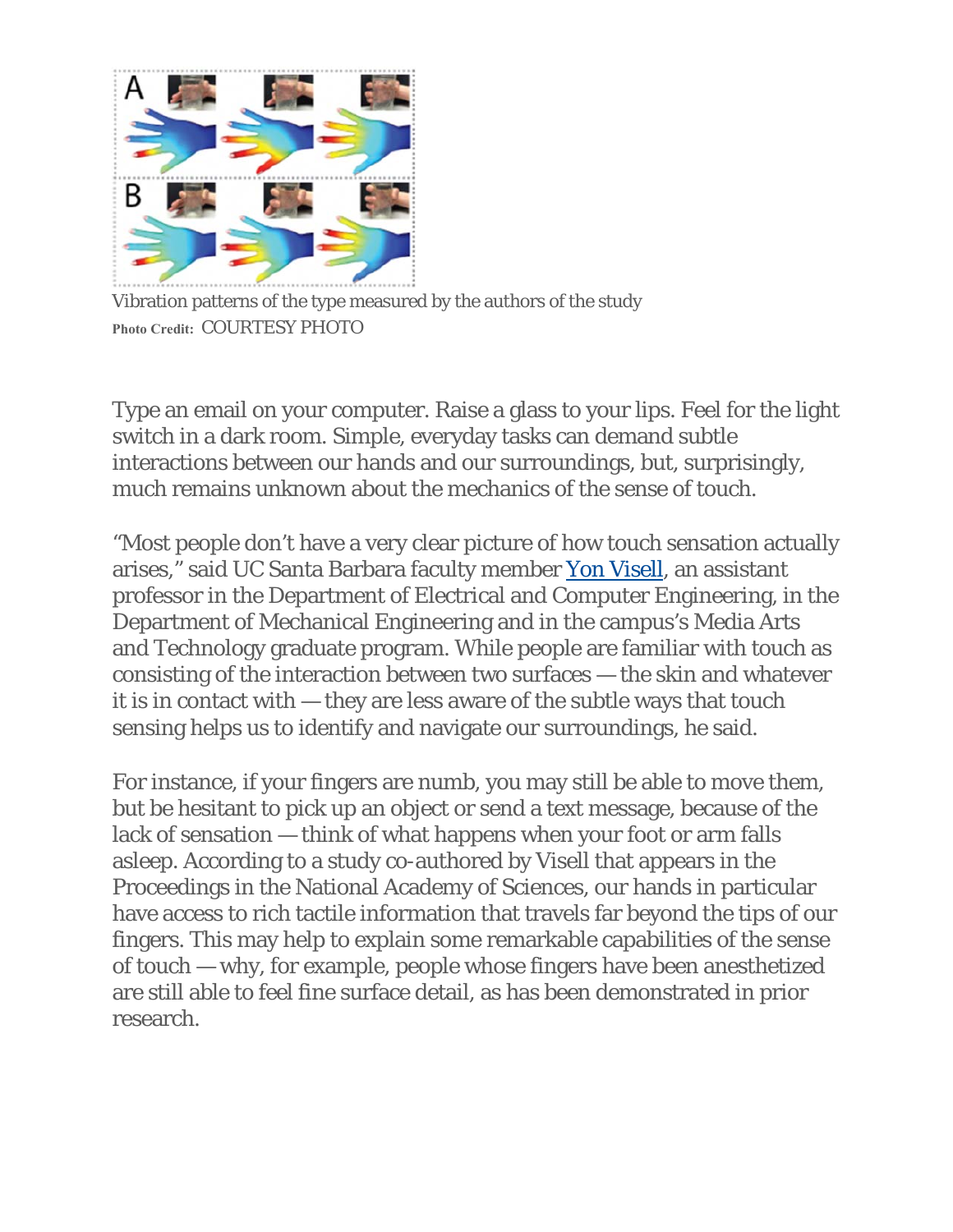Vibration patterns of the type measured by the authors of the study

**Photo Credit:** COURTESY PHOTO

Type an email on your computer. Raise a glass to your lips. Feel for the light switch in a dark room. Simple, everyday tasks can demand subtle interactions between our hands and our surroundings, but, surprisingly, much remains unknown about the mechanics of the sense of touch.

"Most people don't have a very clear picture of how touch sensation actually arises," said UC Santa Barbara faculty member Yon Visell, an assistant professor in the Department of Electrical and Computer Engineering, in the Department of Mechanical Engineering and in the campus's Media Arts and Technology graduate program. While people are familiar with touch as consisting of the interaction between two surfaces — the skin and whatever it is in contact with — they are less aware of the subtle ways that touch sensing helps us to identify and navigate our surroundings, he said.

For instance, if your fingers are numb, you may still be able to move them, but be hesitant to pick up an object or send a text message, because of the lack of sensation — think of what happens when your foot or arm falls asleep. According to a study co-authored by Visell that appears in the Proceedings in the National Academy of Sciences, our hands in particular have access to rich tactile information that travels far beyond the tips of our fingers. This may help to explain some remarkable capabilities of the sense of touch — why, for example, people whose fingers have been anesthetized are still able to feel fine surface detail, as has been demonstrated in prior research.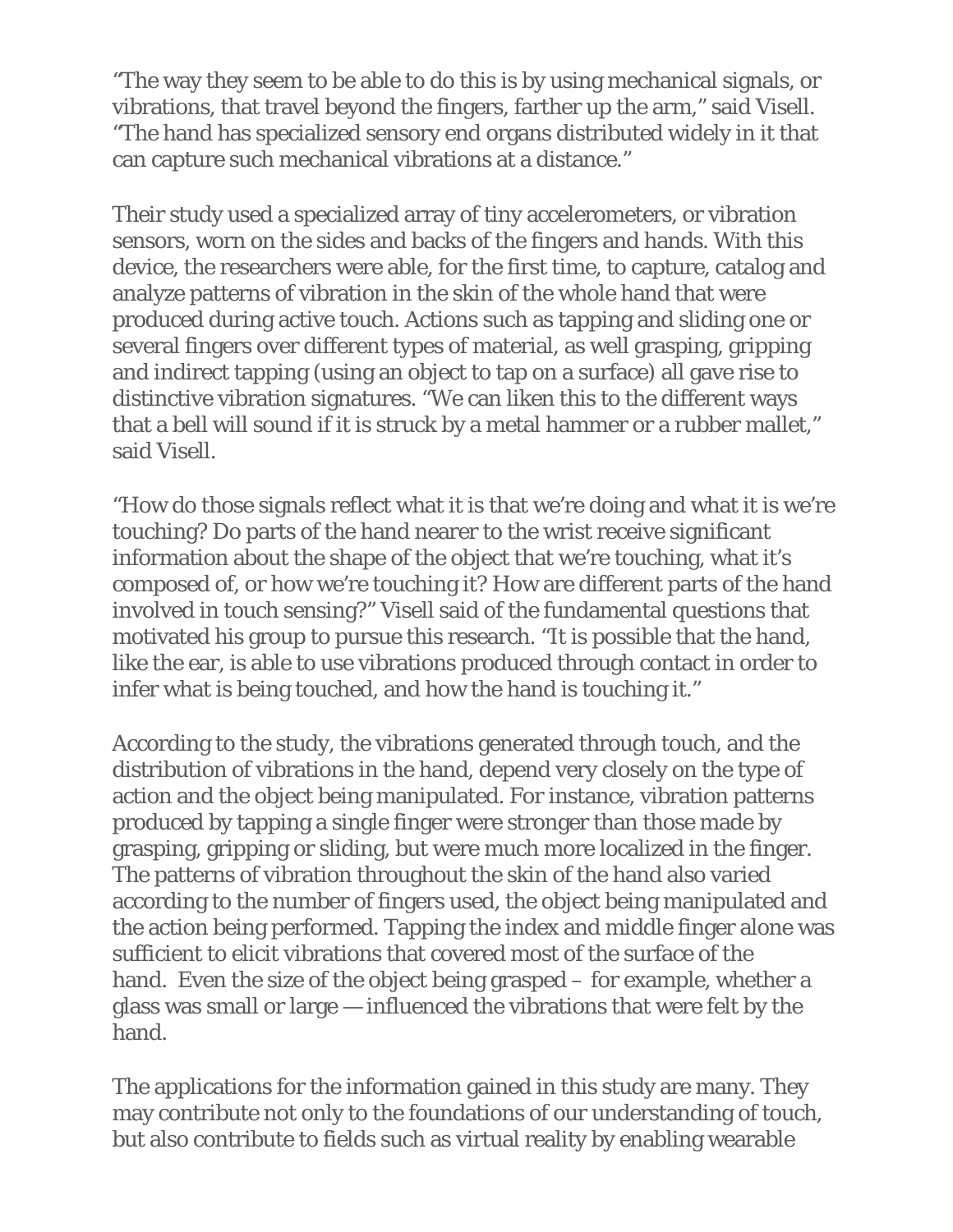"The way they seem to be able to do this is by using mechanical signals, or vibrations, that travel beyond the fingers, farther up the arm," said Visell. "The hand has specialized sensory end organs distributed widely in it that can capture such mechanical vibrations at a distance."

Their study used a specialized array of tiny accelerometers, or vibration sensors, worn on the sides and backs of the fingers and hands. With this device, the researchers were able, for the first time, to capture, catalog and analyze patterns of vibration in the skin of the whole hand that were produced during active touch. Actions such as tapping and sliding one or several fingers over different types of material, as well grasping, gripping and indirect tapping (using an object to tap on a surface) all gave rise to distinctive vibration signatures. "We can liken this to the different ways that a bell will sound if it is struck by a metal hammer or a rubber mallet," said Visell.

"How do those signals reflect what it is that we're doing and what it is we're touching? Do parts of the hand nearer to the wrist receive significant information about the shape of the object that we're touching, what it's composed of, or how we're touching it? How are different parts of the hand involved in touch sensing?" Visell said of the fundamental questions that motivated his group to pursue this research. "It is possible that the hand, like the ear, is able to use vibrations produced through contact in order to infer what is being touched, and how the hand is touching it."

According to the study, the vibrations generated through touch, and the distribution of vibrations in the hand, depend very closely on the type of action and the object being manipulated. For instance, vibration patterns produced by tapping a single finger were stronger than those made by grasping, gripping or sliding, but were much more localized in the finger. The patterns of vibration throughout the skin of the hand also varied according to the number of fingers used, the object being manipulated and the action being performed. Tapping the index and middle finger alone was sufficient to elicit vibrations that covered most of the surface of the hand. Even the size of the object being grasped – for example, whether a glass was small or large — influenced the vibrations that were felt by the hand.

The applications for the information gained in this study are many. They may contribute not only to the foundations of our understanding of touch, but also contribute to fields such as virtual reality by enabling wearable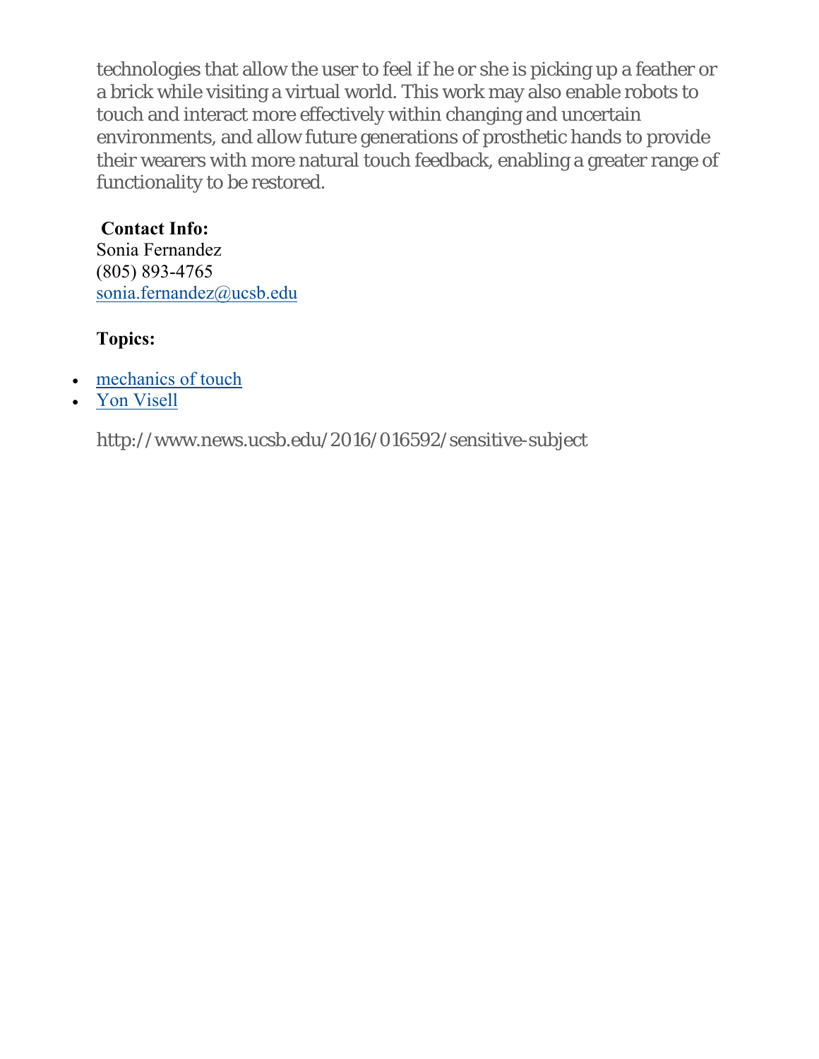technologies that allow the user to feel if he or she is picking up a feather or a brick while visiting a virtual world. This work may also enable robots to touch and interact more effectively within changing and uncertain environments, and allow future generations of prosthetic hands to provide their wearers with more natural touch feedback, enabling a greater range of functionality to be restored.

**Contact Info:**

Sonia Fernandez
(805) 893-4765
sonia.fernandez@ucsb.edu

**Topics:**

- mechanics of touch
- Yon Visell

http://www.news.ucsb.edu/2016/016592/sensitive-subject